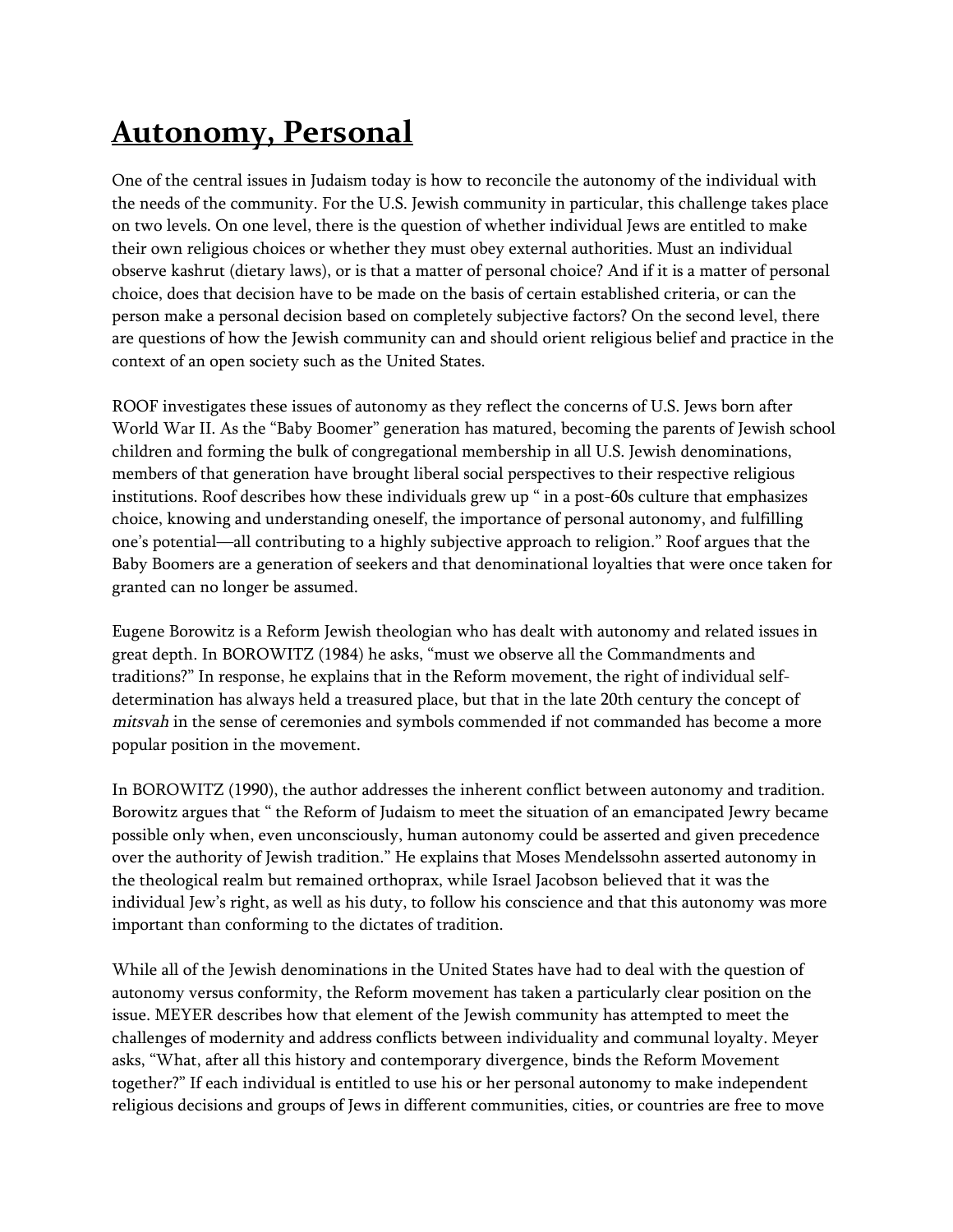# Autonomy, Personal

One of the central issues in Judaism today is how to reconcile the autonomy of the individual with the needs of the community. For the U.S. Jewish community in particular, this challenge takes place on two levels. On one level, there is the question of whether individual Jews are entitled to make their own religious choices or whether they must obey external authorities. Must an individual observe kashrut (dietary laws), or is that a matter of personal choice? And if it is a matter of personal choice, does that decision have to be made on the basis of certain established criteria, or can the person make a personal decision based on completely subjective factors? On the second level, there are questions of how the Jewish community can and should orient religious belief and practice in the context of an open society such as the United States.

ROOF investigates these issues of autonomy as they reflect the concerns of U.S. Jews born after World War II. As the "Baby Boomer" generation has matured, becoming the parents of Jewish school children and forming the bulk of congregational membership in all U.S. Jewish denominations, members of that generation have brought liberal social perspectives to their respective religious institutions. Roof describes how these individuals grew up " in a post-60s culture that emphasizes choice, knowing and understanding oneself, the importance of personal autonomy, and fulfilling one's potential—all contributing to a highly subjective approach to religion." Roof argues that the Baby Boomers are a generation of seekers and that denominational loyalties that were once taken for granted can no longer be assumed.

Eugene Borowitz is a Reform Jewish theologian who has dealt with autonomy and related issues in great depth. In BOROWITZ (1984) he asks, "must we observe all the Commandments and traditions?" In response, he explains that in the Reform movement, the right of individual self-determination has always held a treasured place, but that in the late 20th century the concept of *mitsvah* in the sense of ceremonies and symbols commended if not commanded has become a more popular position in the movement.

In BOROWITZ (1990), the author addresses the inherent conflict between autonomy and tradition. Borowitz argues that " the Reform of Judaism to meet the situation of an emancipated Jewry became possible only when, even unconsciously, human autonomy could be asserted and given precedence over the authority of Jewish tradition." He explains that Moses Mendelssohn asserted autonomy in the theological realm but remained orthoprax, while Israel Jacobson believed that it was the individual Jew's right, as well as his duty, to follow his conscience and that this autonomy was more important than conforming to the dictates of tradition.

While all of the Jewish denominations in the United States have had to deal with the question of autonomy versus conformity, the Reform movement has taken a particularly clear position on the issue. MEYER describes how that element of the Jewish community has attempted to meet the challenges of modernity and address conflicts between individuality and communal loyalty. Meyer asks, "What, after all this history and contemporary divergence, binds the Reform Movement together?" If each individual is entitled to use his or her personal autonomy to make independent religious decisions and groups of Jews in different communities, cities, or countries are free to move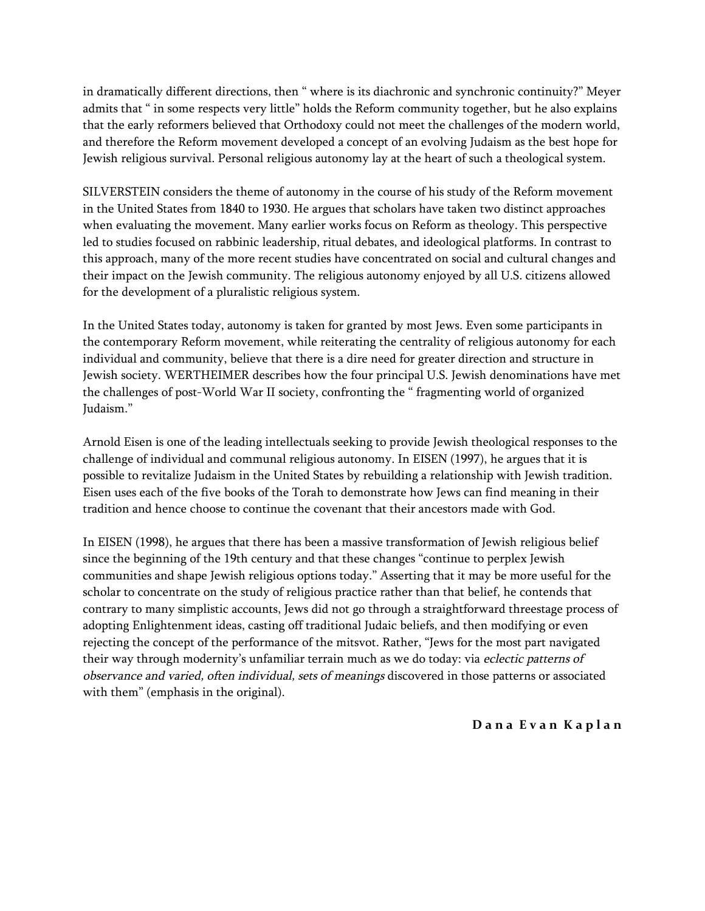in dramatically different directions, then " where is its diachronic and synchronic continuity?" Meyer admits that " in some respects very little" holds the Reform community together, but he also explains that the early reformers believed that Orthodoxy could not meet the challenges of the modern world, and therefore the Reform movement developed a concept of an evolving Judaism as the best hope for Jewish religious survival. Personal religious autonomy lay at the heart of such a theological system.

SILVERSTEIN considers the theme of autonomy in the course of his study of the Reform movement in the United States from 1840 to 1930. He argues that scholars have taken two distinct approaches when evaluating the movement. Many earlier works focus on Reform as theology. This perspective led to studies focused on rabbinic leadership, ritual debates, and ideological platforms. In contrast to this approach, many of the more recent studies have concentrated on social and cultural changes and their impact on the Jewish community. The religious autonomy enjoyed by all U.S. citizens allowed for the development of a pluralistic religious system.

In the United States today, autonomy is taken for granted by most Jews. Even some participants in the contemporary Reform movement, while reiterating the centrality of religious autonomy for each individual and community, believe that there is a dire need for greater direction and structure in Jewish society. WERTHEIMER describes how the four principal U.S. Jewish denominations have met the challenges of post-World War II society, confronting the " fragmenting world of organized Judaism."

Arnold Eisen is one of the leading intellectuals seeking to provide Jewish theological responses to the challenge of individual and communal religious autonomy. In EISEN (1997), he argues that it is possible to revitalize Judaism in the United States by rebuilding a relationship with Jewish tradition. Eisen uses each of the five books of the Torah to demonstrate how Jews can find meaning in their tradition and hence choose to continue the covenant that their ancestors made with God.

In EISEN (1998), he argues that there has been a massive transformation of Jewish religious belief since the beginning of the 19th century and that these changes "continue to perplex Jewish communities and shape Jewish religious options today." Asserting that it may be more useful for the scholar to concentrate on the study of religious practice rather than that belief, he contends that contrary to many simplistic accounts, Jews did not go through a straightforward threestage process of adopting Enlightenment ideas, casting off traditional Judaic beliefs, and then modifying or even rejecting the concept of the performance of the mitsvot. Rather, "Jews for the most part navigated their way through modernity's unfamiliar terrain much as we do today: via *eclectic patterns of observance and varied, often individual, sets of meanings* discovered in those patterns or associated with them" (emphasis in the original).

**Dana Evan Kaplan**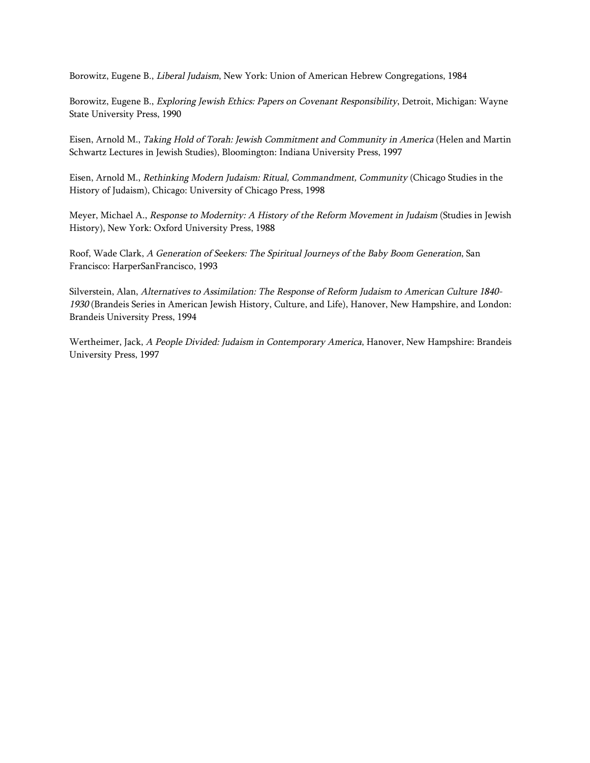Borowitz, Eugene B., *Liberal Judaism*, New York: Union of American Hebrew Congregations, 1984

Borowitz, Eugene B., *Exploring Jewish Ethics: Papers on Covenant Responsibility*, Detroit, Michigan: Wayne State University Press, 1990

Eisen, Arnold M., *Taking Hold of Torah: Jewish Commitment and Community in America* (Helen and Martin Schwartz Lectures in Jewish Studies), Bloomington: Indiana University Press, 1997

Eisen, Arnold M., *Rethinking Modern Judaism: Ritual, Commandment, Community* (Chicago Studies in the History of Judaism), Chicago: University of Chicago Press, 1998

Meyer, Michael A., *Response to Modernity: A History of the Reform Movement in Judaism* (Studies in Jewish History), New York: Oxford University Press, 1988

Roof, Wade Clark, *A Generation of Seekers: The Spiritual Journeys of the Baby Boom Generation*, San Francisco: HarperSanFrancisco, 1993

Silverstein, Alan, *Alternatives to Assimilation: The Response of Reform Judaism to American Culture 1840-1930* (Brandeis Series in American Jewish History, Culture, and Life), Hanover, New Hampshire, and London: Brandeis University Press, 1994

Wertheimer, Jack, *A People Divided: Judaism in Contemporary America*, Hanover, New Hampshire: Brandeis University Press, 1997